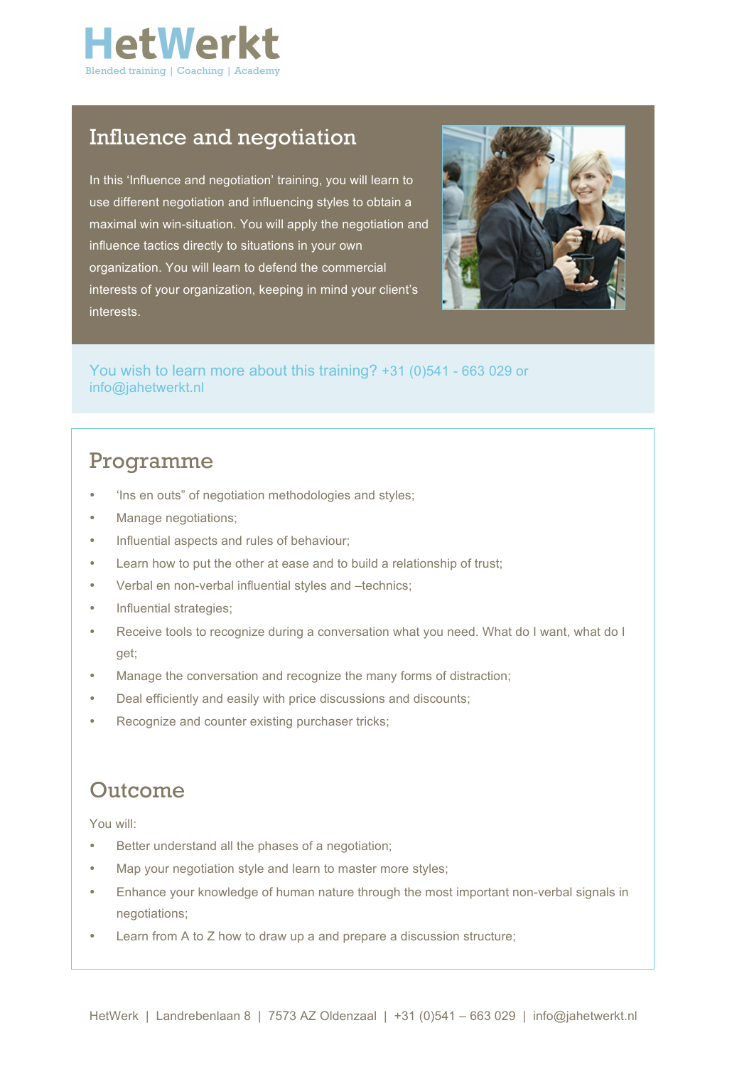# HetWerkt

Blended training | Coaching | Academy

## Influence and negotiation

In this 'Influence and negotiation' training, you will learn to use different negotiation and influencing styles to obtain a maximal win win-situation. You will apply the negotiation and influence tactics directly to situations in your own organization. You will learn to defend the commercial interests of your organization, keeping in mind your client's interests.

You wish to learn more about this training? +31 (0)541 - 663 029 or info@jahetwerkt.nl

## Programme

- 'Ins en outs" of negotiation methodologies and styles;
- Manage negotiations;
- Influential aspects and rules of behaviour;
- Learn how to put the other at ease and to build a relationship of trust;
- Verbal en non-verbal influential styles and –technics;
- Influential strategies;
- Receive tools to recognize during a conversation what you need. What do I want, what do I get;
- Manage the conversation and recognize the many forms of distraction;
- Deal efficiently and easily with price discussions and discounts;
- Recognize and counter existing purchaser tricks;

## Outcome

You will:

- Better understand all the phases of a negotiation;
- Map your negotiation style and learn to master more styles;
- Enhance your knowledge of human nature through the most important non-verbal signals in negotiations;
- Learn from A to Z how to draw up a and prepare a discussion structure;

HetWerk | Landrebenlaan 8 | 7573 AZ Oldenzaal | +31 (0)541 – 663 029 | info@jahetwerkt.nl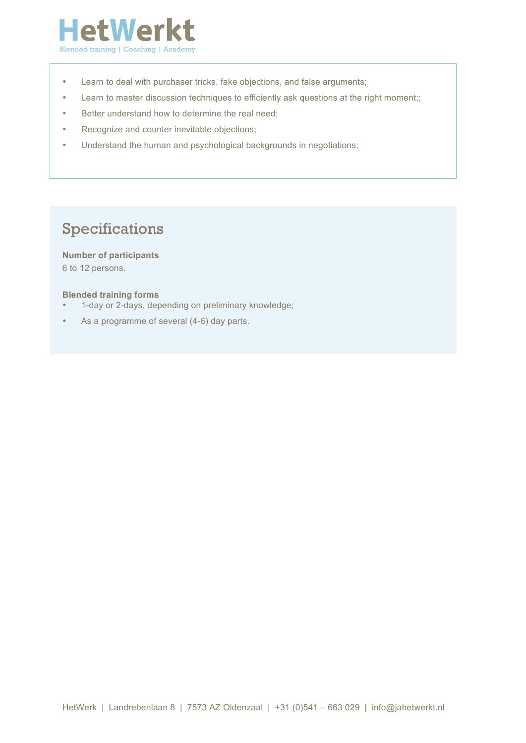- Learn to deal with purchaser tricks, fake objections, and false arguments;
- Learn to master discussion techniques to efficiently ask questions at the right moment;;
- Better understand how to determine the real need;
- Recognize and counter inevitable objections;
- Understand the human and psychological backgrounds in negotiations;

## Specifications

**Number of participants**

6 to 12 persons.

**Blended training forms**

- 1-day or 2-days, depending on preliminary knowledge;
- As a programme of several (4-6) day parts.

HetWerk | Landrebenlaan 8 | 7573 AZ Oldenzaal | +31 (0)541 – 663 029 | info@jahetwerkt.nl